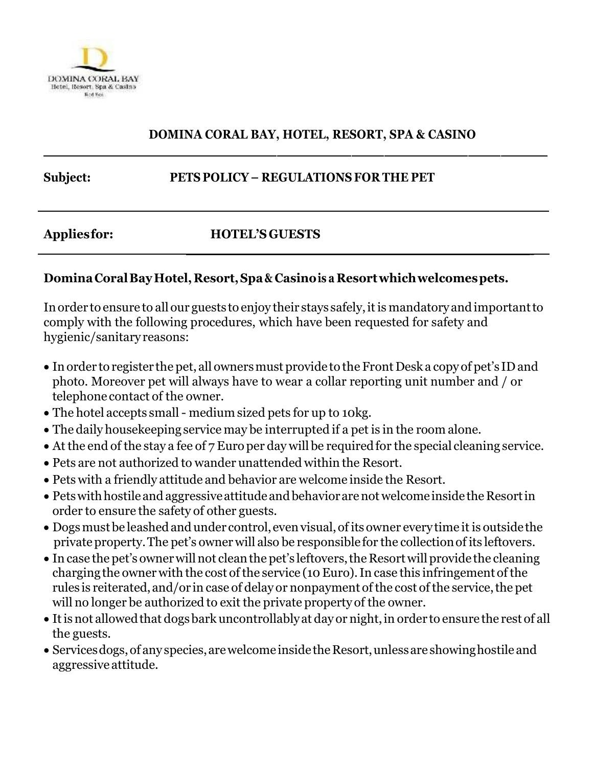# DOMINA CORAL BAY, HOTEL, RESORT, SPA & CASINO

**Subject:** **PETS POLICY – REGULATIONS FOR THE PET**

**Applies for:** **HOTEL'S GUESTS**

**Domina Coral Bay Hotel, Resort, Spa & Casino is a Resort which welcomes pets.**

In order to ensure to all our guests to enjoy their stays safely, it is mandatory and important to comply with the following procedures, which have been requested for safety and hygienic/sanitary reasons:

- In order to register the pet, all owners must provide to the Front Desk a copy of pet's ID and photo. Moreover pet will always have to wear a collar reporting unit number and / or telephone contact of the owner.
- The hotel accepts small - medium sized pets for up to 10kg.
- The daily housekeeping service may be interrupted if a pet is in the room alone.
- At the end of the stay a fee of 7 Euro per day will be required for the special cleaning service.
- Pets are not authorized to wander unattended within the Resort.
- Pets with a friendly attitude and behavior are welcome inside the Resort.
- Pets with hostile and aggressive attitude and behavior are not welcome inside the Resort in order to ensure the safety of other guests.
- Dogs must be leashed and under control, even visual, of its owner every time it is outside the private property. The pet's owner will also be responsible for the collection of its leftovers.
- In case the pet's owner will not clean the pet's leftovers, the Resort will provide the cleaning charging the owner with the cost of the service (10 Euro). In case this infringement of the rules is reiterated, and/or in case of delay or nonpayment of the cost of the service, the pet will no longer be authorized to exit the private property of the owner.
- It is not allowed that dogs bark uncontrollably at day or night, in order to ensure the rest of all the guests.
- Services dogs, of any species, are welcome inside the Resort, unless are showing hostile and aggressive attitude.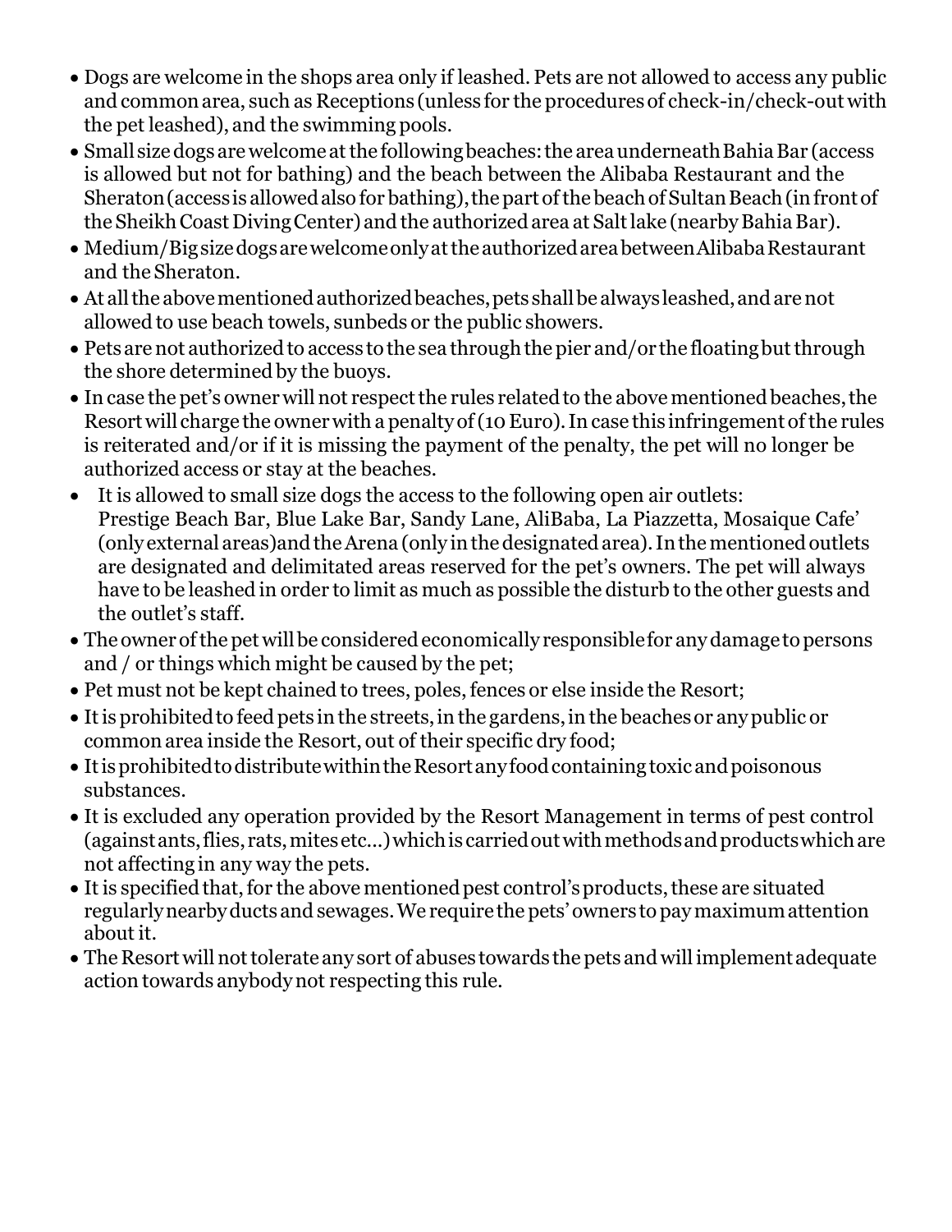- Dogs are welcome in the shops area only if leashed. Pets are not allowed to access any public and common area, such as Receptions (unless for the procedures of check-in/check-out with the pet leashed), and the swimming pools.
- Small size dogs are welcome at the following beaches: the area underneath Bahia Bar (access is allowed but not for bathing) and the beach between the Alibaba Restaurant and the Sheraton (access is allowed also for bathing), the part of the beach of Sultan Beach (in front of the Sheikh Coast Diving Center) and the authorized area at Salt lake (nearby Bahia Bar).
- Medium/Big size dogs are welcome only at the authorized area between Alibaba Restaurant and the Sheraton.
- At all the above mentioned authorized beaches, pets shall be always leashed, and are not allowed to use beach towels, sunbeds or the public showers.
- Pets are not authorized to access to the sea through the pier and/or the floating but through the shore determined by the buoys.
- In case the pet's owner will not respect the rules related to the above mentioned beaches, the Resort will charge the owner with a penalty of (10 Euro). In case this infringement of the rules is reiterated and/or if it is missing the payment of the penalty, the pet will no longer be authorized access or stay at the beaches.
- It is allowed to small size dogs the access to the following open air outlets: Prestige Beach Bar, Blue Lake Bar, Sandy Lane, AliBaba, La Piazzetta, Mosaique Cafe' (only external areas) and the Arena (only in the designated area). In the mentioned outlets are designated and delimitated areas reserved for the pet's owners. The pet will always have to be leashed in order to limit as much as possible the disturb to the other guests and the outlet's staff.
- The owner of the pet will be considered economically responsible for any damage to persons and / or things which might be caused by the pet;
- Pet must not be kept chained to trees, poles, fences or else inside the Resort;
- It is prohibited to feed pets in the streets, in the gardens, in the beaches or any public or common area inside the Resort, out of their specific dry food;
- It is prohibited to distribute within the Resort any food containing toxic and poisonous substances.
- It is excluded any operation provided by the Resort Management in terms of pest control (against ants, flies, rats, mites etc...) which is carried out with methods and products which are not affecting in any way the pets.
- It is specified that, for the above mentioned pest control's products, these are situated regularly nearby ducts and sewages. We require the pets' owners to pay maximum attention about it.
- The Resort will not tolerate any sort of abuses towards the pets and will implement adequate action towards anybody not respecting this rule.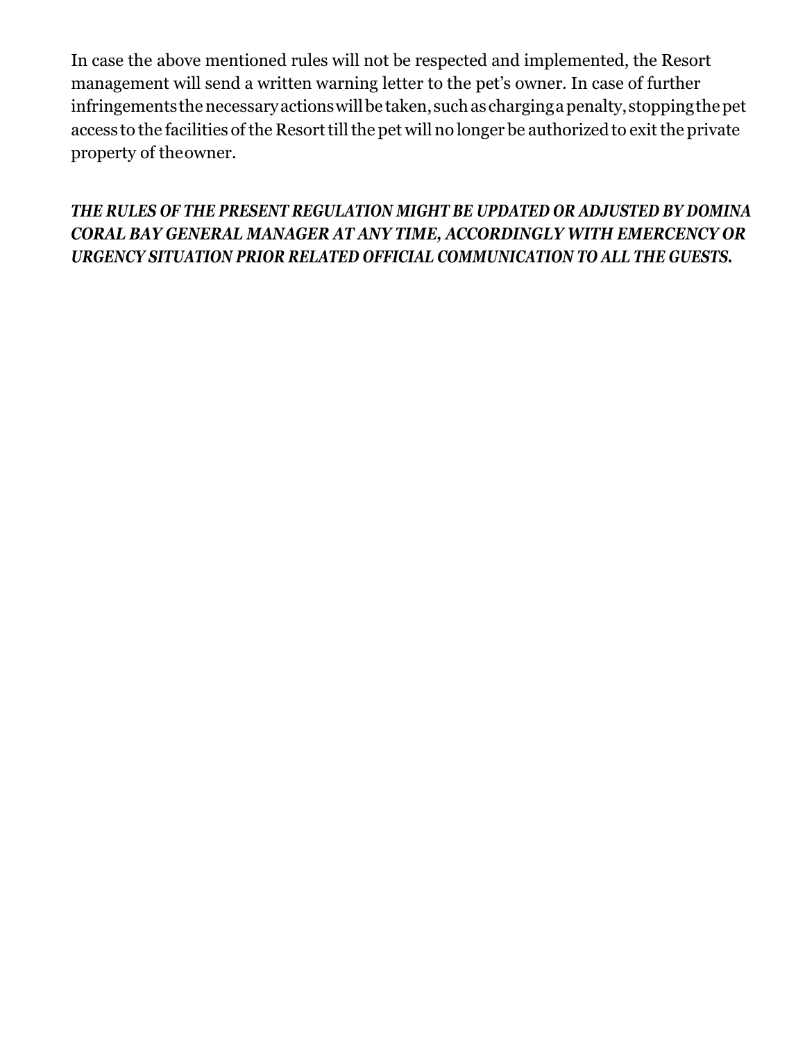In case the above mentioned rules will not be respected and implemented, the Resort management will send a written warning letter to the pet's owner. In case of further infringements the necessary actions will be taken, such as charging a penalty, stopping the pet access to the facilities of the Resort till the pet will no longer be authorized to exit the private property of the owner.

***THE RULES OF THE PRESENT REGULATION MIGHT BE UPDATED OR ADJUSTED BY DOMINA CORAL BAY GENERAL MANAGER AT ANY TIME, ACCORDINGLY WITH EMERCENCY OR URGENCY SITUATION PRIOR RELATED OFFICIAL COMMUNICATION TO ALL THE GUESTS.***